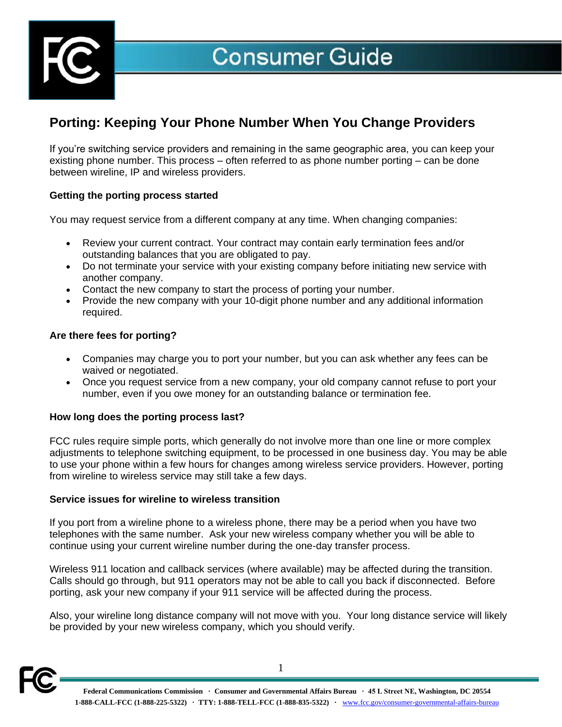# Consumer Guide

## Porting: Keeping Your Phone Number When You Change Providers

If you're switching service providers and remaining in the same geographic area, you can keep your existing phone number. This process – often referred to as phone number porting – can be done between wireline, IP and wireless providers.

### Getting the porting process started

You may request service from a different company at any time. When changing companies:

- Review your current contract. Your contract may contain early termination fees and/or outstanding balances that you are obligated to pay.
- Do not terminate your service with your existing company before initiating new service with another company.
- Contact the new company to start the process of porting your number.
- Provide the new company with your 10-digit phone number and any additional information required.

### Are there fees for porting?

- Companies may charge you to port your number, but you can ask whether any fees can be waived or negotiated.
- Once you request service from a new company, your old company cannot refuse to port your number, even if you owe money for an outstanding balance or termination fee.

### How long does the porting process last?

FCC rules require simple ports, which generally do not involve more than one line or more complex adjustments to telephone switching equipment, to be processed in one business day. You may be able to use your phone within a few hours for changes among wireless service providers. However, porting from wireline to wireless service may still take a few days.

### Service issues for wireline to wireless transition

If you port from a wireline phone to a wireless phone, there may be a period when you have two telephones with the same number. Ask your new wireless company whether you will be able to continue using your current wireline number during the one-day transfer process.

Wireless 911 location and callback services (where available) may be affected during the transition. Calls should go through, but 911 operators may not be able to call you back if disconnected. Before porting, ask your new company if your 911 service will be affected during the process.

Also, your wireline long distance company will not move with you. Your long distance service will likely be provided by your new wireless company, which you should verify.

**Federal Communications Commission · Consumer and Governmental Affairs Bureau · 45 L Street NE, Washington, DC 20554**
**1-888-CALL-FCC (1-888-225-5322) · TTY: 1-888-TELL-FCC (1-888-835-5322) ·** www.fcc.gov/consumer-governmental-affairs-bureau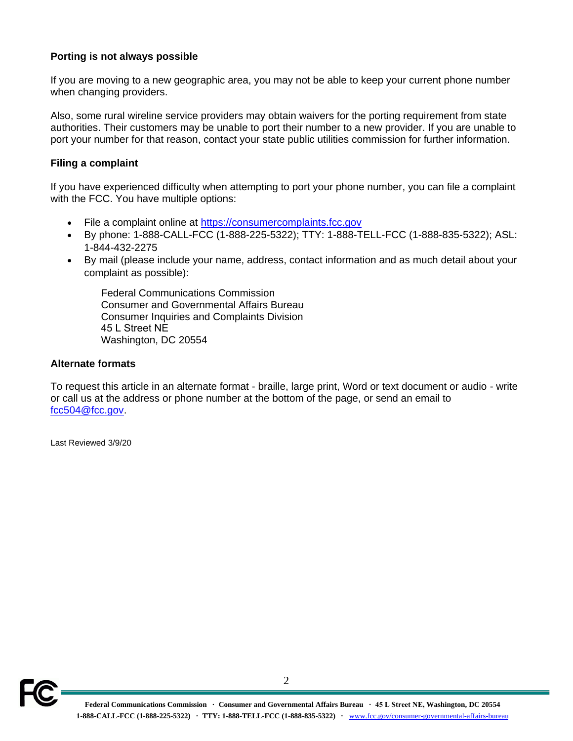**Porting is not always possible**

If you are moving to a new geographic area, you may not be able to keep your current phone number when changing providers.

Also, some rural wireline service providers may obtain waivers for the porting requirement from state authorities. Their customers may be unable to port their number to a new provider. If you are unable to port your number for that reason, contact your state public utilities commission for further information.

**Filing a complaint**

If you have experienced difficulty when attempting to port your phone number, you can file a complaint with the FCC. You have multiple options:

- File a complaint online at https://consumercomplaints.fcc.gov
- By phone: 1-888-CALL-FCC (1-888-225-5322); TTY: 1-888-TELL-FCC (1-888-835-5322); ASL: 1-844-432-2275
- By mail (please include your name, address, contact information and as much detail about your complaint as possible):

    Federal Communications Commission
    Consumer and Governmental Affairs Bureau
    Consumer Inquiries and Complaints Division
    45 L Street NE
    Washington, DC 20554

**Alternate formats**

To request this article in an alternate format - braille, large print, Word or text document or audio - write or call us at the address or phone number at the bottom of the page, or send an email to fcc504@fcc.gov.

Last Reviewed 3/9/20